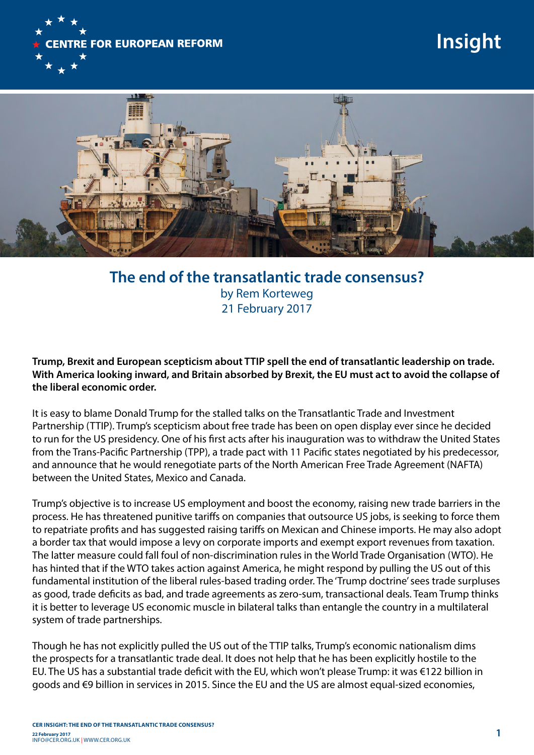# The end of the transatlantic trade consensus?

by Rem Korteweg
21 February 2017

**Trump, Brexit and European scepticism about TTIP spell the end of transatlantic leadership on trade. With America looking inward, and Britain absorbed by Brexit, the EU must act to avoid the collapse of the liberal economic order.**

It is easy to blame Donald Trump for the stalled talks on the Transatlantic Trade and Investment Partnership (TTIP). Trump's scepticism about free trade has been on open display ever since he decided to run for the US presidency. One of his first acts after his inauguration was to withdraw the United States from the Trans-Pacific Partnership (TPP), a trade pact with 11 Pacific states negotiated by his predecessor, and announce that he would renegotiate parts of the North American Free Trade Agreement (NAFTA) between the United States, Mexico and Canada.

Trump's objective is to increase US employment and boost the economy, raising new trade barriers in the process. He has threatened punitive tariffs on companies that outsource US jobs, is seeking to force them to repatriate profits and has suggested raising tariffs on Mexican and Chinese imports. He may also adopt a border tax that would impose a levy on corporate imports and exempt export revenues from taxation. The latter measure could fall foul of non-discrimination rules in the World Trade Organisation (WTO). He has hinted that if the WTO takes action against America, he might respond by pulling the US out of this fundamental institution of the liberal rules-based trading order. The 'Trump doctrine' sees trade surpluses as good, trade deficits as bad, and trade agreements as zero-sum, transactional deals. Team Trump thinks it is better to leverage US economic muscle in bilateral talks than entangle the country in a multilateral system of trade partnerships.

Though he has not explicitly pulled the US out of the TTIP talks, Trump's economic nationalism dims the prospects for a transatlantic trade deal. It does not help that he has been explicitly hostile to the EU. The US has a substantial trade deficit with the EU, which won't please Trump: it was €122 billion in goods and €9 billion in services in 2015. Since the EU and the US are almost equal-sized economies,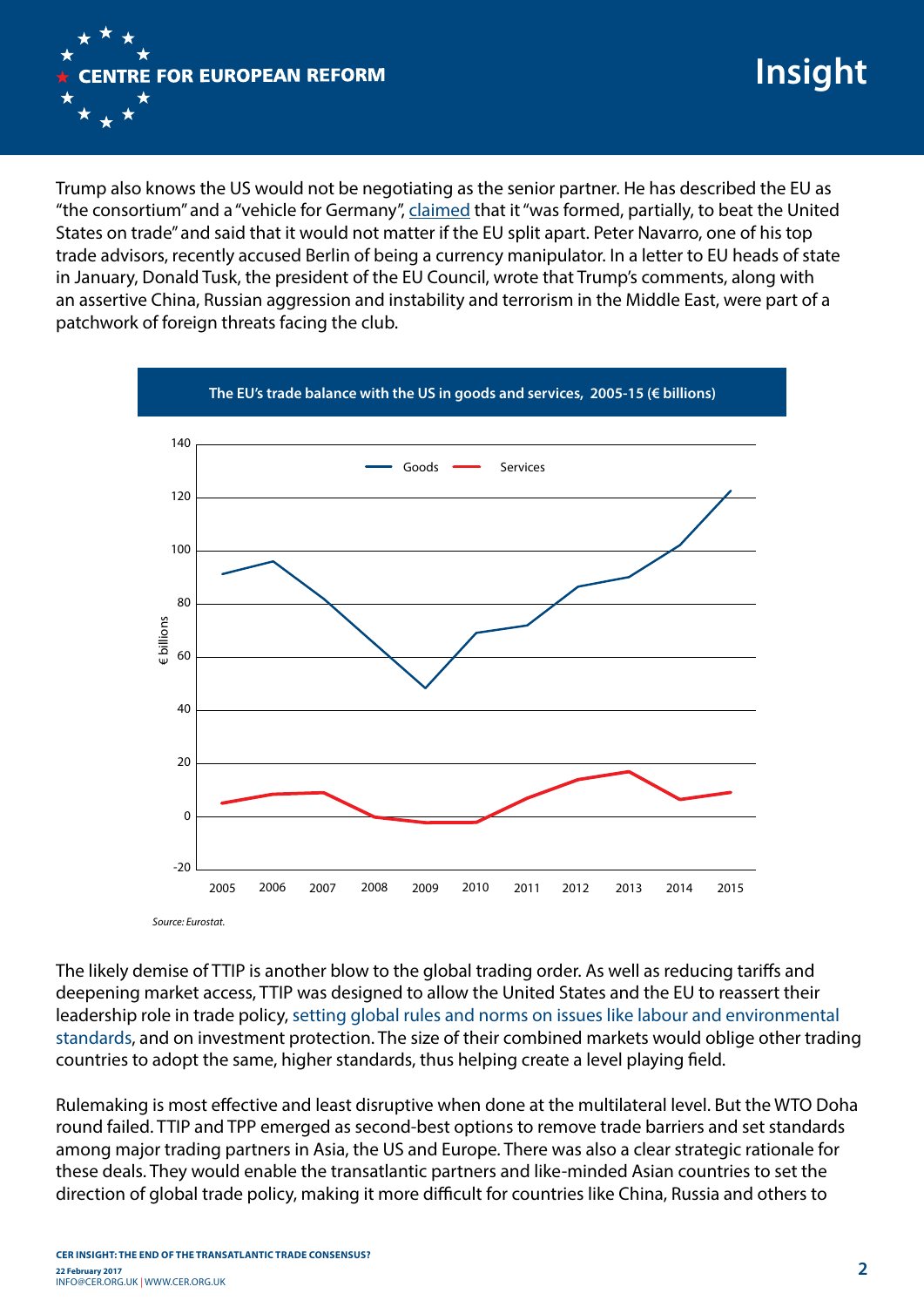Trump also knows the US would not be negotiating as the senior partner. He has described the EU as "the consortium" and a "vehicle for Germany", claimed that it "was formed, partially, to beat the United States on trade" and said that it would not matter if the EU split apart. Peter Navarro, one of his top trade advisors, recently accused Berlin of being a currency manipulator. In a letter to EU heads of state in January, Donald Tusk, the president of the EU Council, wrote that Trump's comments, along with an assertive China, Russian aggression and instability and terrorism in the Middle East, were part of a patchwork of foreign threats facing the club.

**The EU's trade balance with the US in goods and services, 2005-15 (€ billions)**

*Source: Eurostat.*

The likely demise of TTIP is another blow to the global trading order. As well as reducing tariffs and deepening market access, TTIP was designed to allow the United States and the EU to reassert their leadership role in trade policy, setting global rules and norms on issues like labour and environmental standards, and on investment protection. The size of their combined markets would oblige other trading countries to adopt the same, higher standards, thus helping create a level playing field.

Rulemaking is most effective and least disruptive when done at the multilateral level. But the WTO Doha round failed. TTIP and TPP emerged as second-best options to remove trade barriers and set standards among major trading partners in Asia, the US and Europe. There was also a clear strategic rationale for these deals. They would enable the transatlantic partners and like-minded Asian countries to set the direction of global trade policy, making it more difficult for countries like China, Russia and others to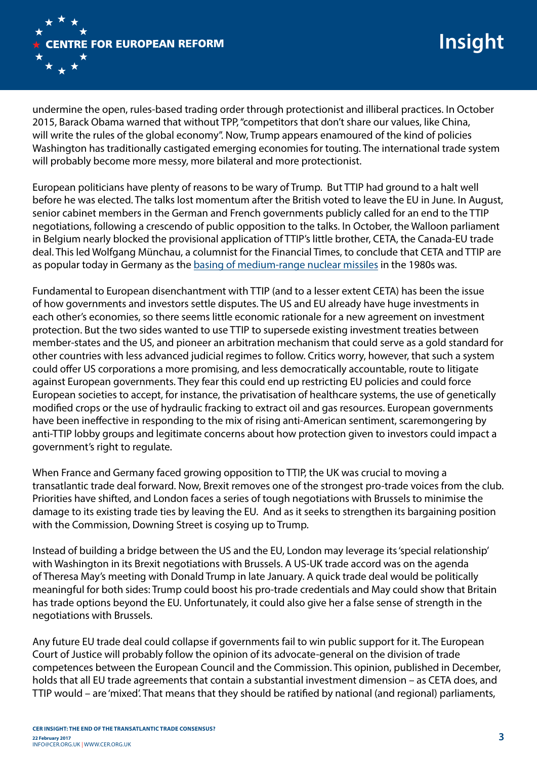undermine the open, rules-based trading order through protectionist and illiberal practices. In October 2015, Barack Obama warned that without TPP, "competitors that don't share our values, like China, will write the rules of the global economy". Now, Trump appears enamoured of the kind of policies Washington has traditionally castigated emerging economies for touting. The international trade system will probably become more messy, more bilateral and more protectionist.

European politicians have plenty of reasons to be wary of Trump. But TTIP had ground to a halt well before he was elected. The talks lost momentum after the British voted to leave the EU in June. In August, senior cabinet members in the German and French governments publicly called for an end to the TTIP negotiations, following a crescendo of public opposition to the talks. In October, the Walloon parliament in Belgium nearly blocked the provisional application of TTIP's little brother, CETA, the Canada-EU trade deal. This led Wolfgang Münchau, a columnist for the Financial Times, to conclude that CETA and TTIP are as popular today in Germany as the basing of medium-range nuclear missiles in the 1980s was.

Fundamental to European disenchantment with TTIP (and to a lesser extent CETA) has been the issue of how governments and investors settle disputes. The US and EU already have huge investments in each other's economies, so there seems little economic rationale for a new agreement on investment protection. But the two sides wanted to use TTIP to supersede existing investment treaties between member-states and the US, and pioneer an arbitration mechanism that could serve as a gold standard for other countries with less advanced judicial regimes to follow. Critics worry, however, that such a system could offer US corporations a more promising, and less democratically accountable, route to litigate against European governments. They fear this could end up restricting EU policies and could force European societies to accept, for instance, the privatisation of healthcare systems, the use of genetically modified crops or the use of hydraulic fracking to extract oil and gas resources. European governments have been ineffective in responding to the mix of rising anti-American sentiment, scaremongering by anti-TTIP lobby groups and legitimate concerns about how protection given to investors could impact a government's right to regulate.

When France and Germany faced growing opposition to TTIP, the UK was crucial to moving a transatlantic trade deal forward. Now, Brexit removes one of the strongest pro-trade voices from the club. Priorities have shifted, and London faces a series of tough negotiations with Brussels to minimise the damage to its existing trade ties by leaving the EU. And as it seeks to strengthen its bargaining position with the Commission, Downing Street is cosying up to Trump.

Instead of building a bridge between the US and the EU, London may leverage its 'special relationship' with Washington in its Brexit negotiations with Brussels. A US-UK trade accord was on the agenda of Theresa May's meeting with Donald Trump in late January. A quick trade deal would be politically meaningful for both sides: Trump could boost his pro-trade credentials and May could show that Britain has trade options beyond the EU. Unfortunately, it could also give her a false sense of strength in the negotiations with Brussels.

Any future EU trade deal could collapse if governments fail to win public support for it. The European Court of Justice will probably follow the opinion of its advocate-general on the division of trade competences between the European Council and the Commission. This opinion, published in December, holds that all EU trade agreements that contain a substantial investment dimension – as CETA does, and TTIP would – are 'mixed'. That means that they should be ratified by national (and regional) parliaments,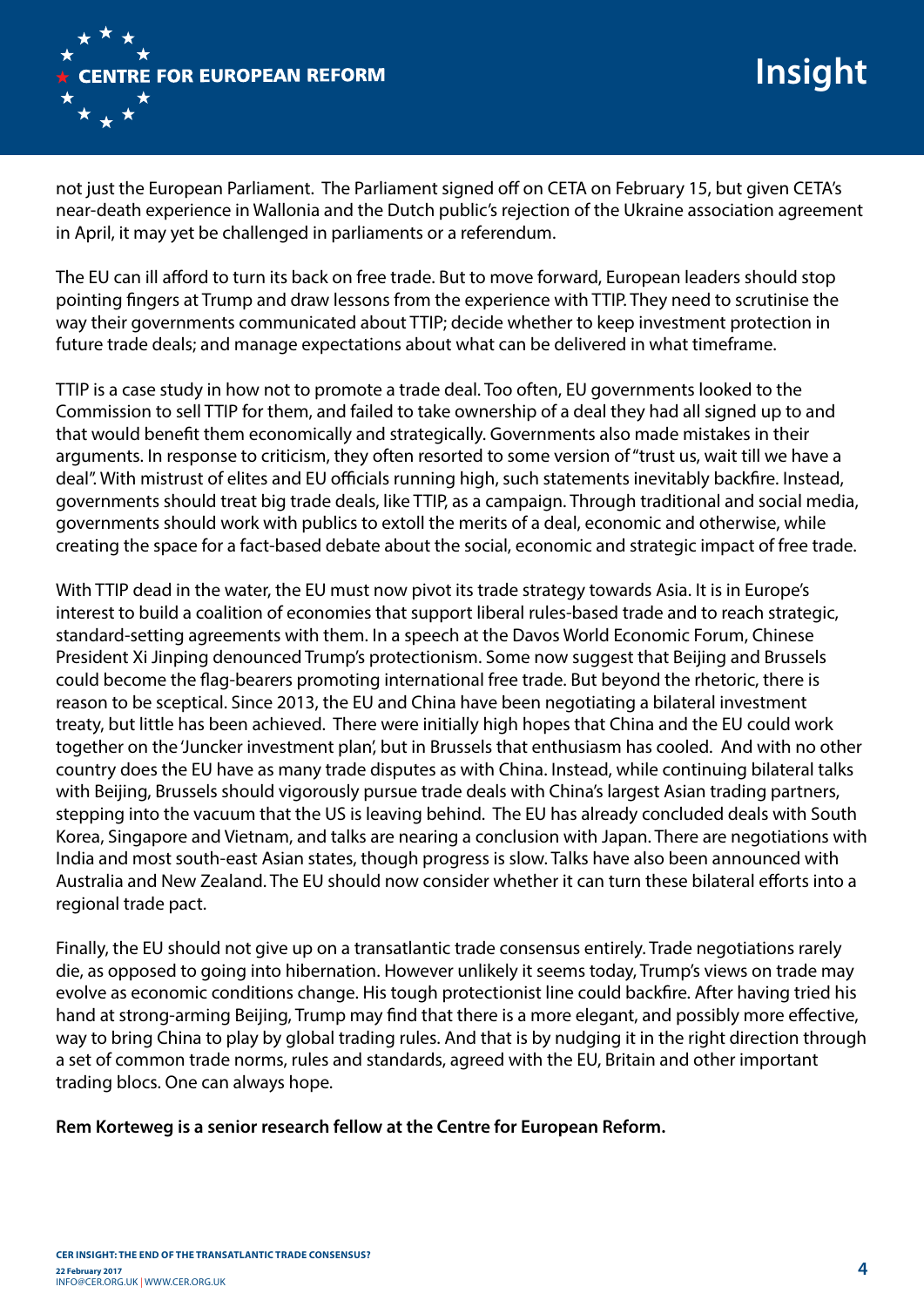not just the European Parliament. The Parliament signed off on CETA on February 15, but given CETA's near-death experience in Wallonia and the Dutch public's rejection of the Ukraine association agreement in April, it may yet be challenged in parliaments or a referendum.

The EU can ill afford to turn its back on free trade. But to move forward, European leaders should stop pointing fingers at Trump and draw lessons from the experience with TTIP. They need to scrutinise the way their governments communicated about TTIP; decide whether to keep investment protection in future trade deals; and manage expectations about what can be delivered in what timeframe.

TTIP is a case study in how not to promote a trade deal. Too often, EU governments looked to the Commission to sell TTIP for them, and failed to take ownership of a deal they had all signed up to and that would benefit them economically and strategically. Governments also made mistakes in their arguments. In response to criticism, they often resorted to some version of "trust us, wait till we have a deal". With mistrust of elites and EU officials running high, such statements inevitably backfire. Instead, governments should treat big trade deals, like TTIP, as a campaign. Through traditional and social media, governments should work with publics to extoll the merits of a deal, economic and otherwise, while creating the space for a fact-based debate about the social, economic and strategic impact of free trade.

With TTIP dead in the water, the EU must now pivot its trade strategy towards Asia. It is in Europe's interest to build a coalition of economies that support liberal rules-based trade and to reach strategic, standard-setting agreements with them. In a speech at the Davos World Economic Forum, Chinese President Xi Jinping denounced Trump's protectionism. Some now suggest that Beijing and Brussels could become the flag-bearers promoting international free trade. But beyond the rhetoric, there is reason to be sceptical. Since 2013, the EU and China have been negotiating a bilateral investment treaty, but little has been achieved. There were initially high hopes that China and the EU could work together on the 'Juncker investment plan', but in Brussels that enthusiasm has cooled. And with no other country does the EU have as many trade disputes as with China. Instead, while continuing bilateral talks with Beijing, Brussels should vigorously pursue trade deals with China's largest Asian trading partners, stepping into the vacuum that the US is leaving behind. The EU has already concluded deals with South Korea, Singapore and Vietnam, and talks are nearing a conclusion with Japan. There are negotiations with India and most south-east Asian states, though progress is slow. Talks have also been announced with Australia and New Zealand. The EU should now consider whether it can turn these bilateral efforts into a regional trade pact.

Finally, the EU should not give up on a transatlantic trade consensus entirely. Trade negotiations rarely die, as opposed to going into hibernation. However unlikely it seems today, Trump's views on trade may evolve as economic conditions change. His tough protectionist line could backfire. After having tried his hand at strong-arming Beijing, Trump may find that there is a more elegant, and possibly more effective, way to bring China to play by global trading rules. And that is by nudging it in the right direction through a set of common trade norms, rules and standards, agreed with the EU, Britain and other important trading blocs. One can always hope.

**Rem Korteweg is a senior research fellow at the Centre for European Reform.**